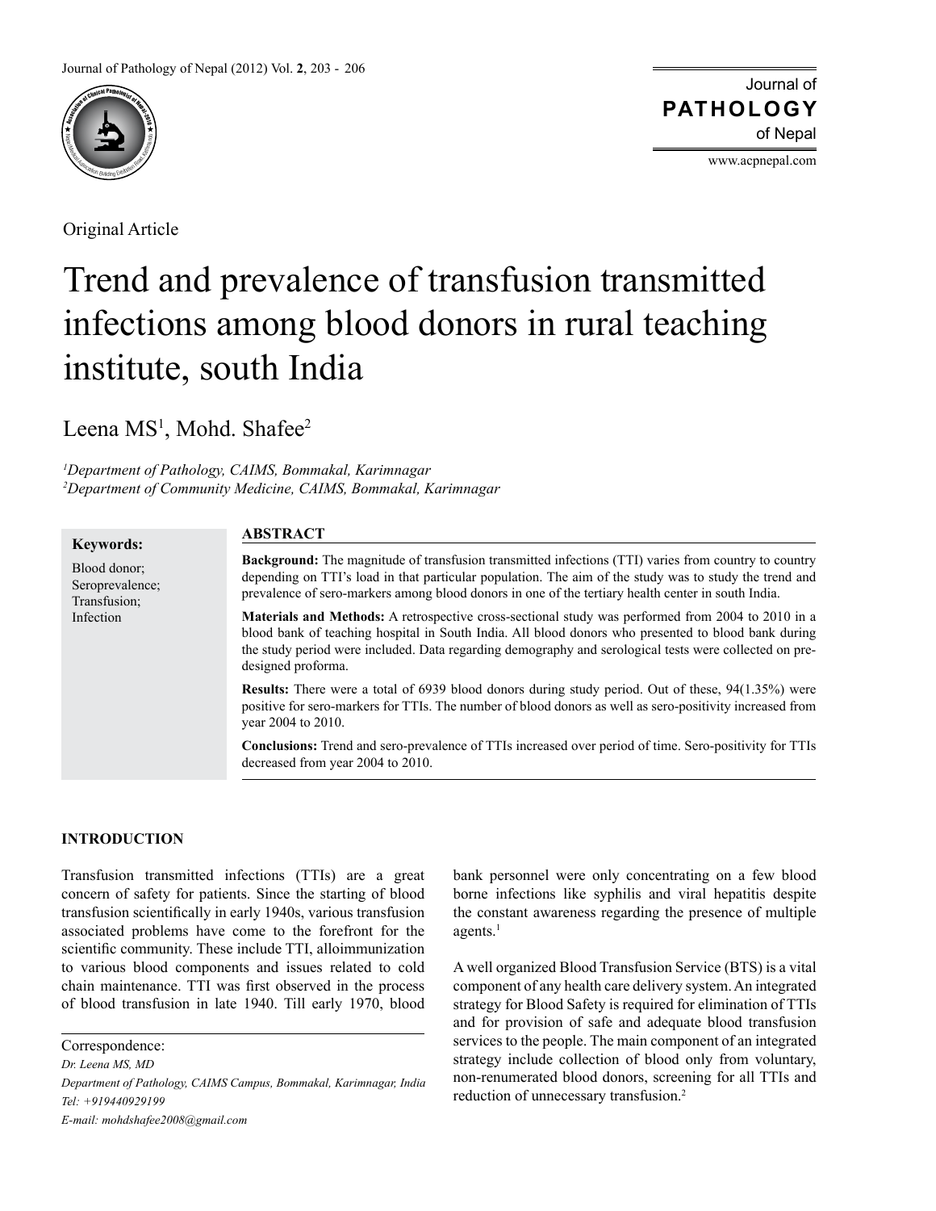Original Article

# Trend and prevalence of transfusion transmitted infections among blood donors in rural teaching institute, south India

Leena MS[1], Mohd. Shafee[2]

*[1]Department of Pathology, CAIMS, Bommakal, Karimnagar*
*[2]Department of Community Medicine, CAIMS, Bommakal, Karimnagar*

**Keywords:**

Blood donor;
Seroprevalence;
Transfusion;
Infection

## ABSTRACT

**Background:** The magnitude of transfusion transmitted infections (TTI) varies from country to country depending on TTI's load in that particular population. The aim of the study was to study the trend and prevalence of sero-markers among blood donors in one of the tertiary health center in south India.

**Materials and Methods:** A retrospective cross-sectional study was performed from 2004 to 2010 in a blood bank of teaching hospital in South India. All blood donors who presented to blood bank during the study period were included. Data regarding demography and serological tests were collected on pre-designed proforma.

**Results:** There were a total of 6939 blood donors during study period. Out of these, 94(1.35%) were positive for sero-markers for TTIs. The number of blood donors as well as sero-positivity increased from year 2004 to 2010.

**Conclusions:** Trend and sero-prevalence of TTIs increased over period of time. Sero-positivity for TTIs decreased from year 2004 to 2010.

## INTRODUCTION

Transfusion transmitted infections (TTIs) are a great concern of safety for patients. Since the starting of blood transfusion scientifically in early 1940s, various transfusion associated problems have come to the forefront for the scientific community. These include TTI, alloimmunization to various blood components and issues related to cold chain maintenance. TTI was first observed in the process of blood transfusion in late 1940. Till early 1970, blood bank personnel were only concentrating on a few blood borne infections like syphilis and viral hepatitis despite the constant awareness regarding the presence of multiple agents.[1]

A well organized Blood Transfusion Service (BTS) is a vital component of any health care delivery system. An integrated strategy for Blood Safety is required for elimination of TTIs and for provision of safe and adequate blood transfusion services to the people. The main component of an integrated strategy include collection of blood only from voluntary, non-renumerated blood donors, screening for all TTIs and reduction of unnecessary transfusion.[2]

Correspondence:
*Dr. Leena MS, MD*
*Department of Pathology, CAIMS Campus, Bommakal, Karimnagar, India*
*Tel: +919440929199*
*E-mail: mohdshafee2008@gmail.com*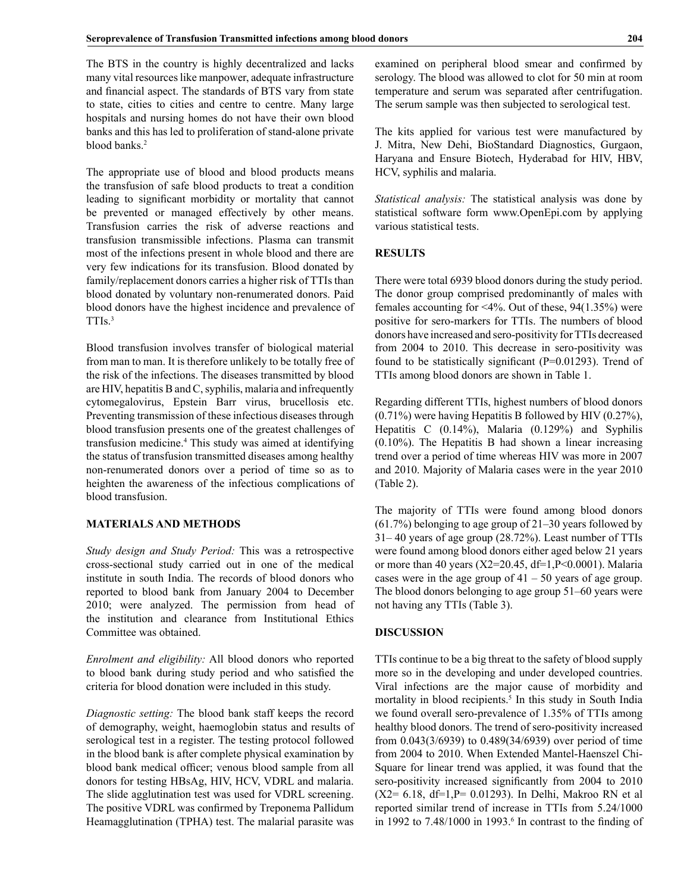The BTS in the country is highly decentralized and lacks many vital resources like manpower, adequate infrastructure and financial aspect. The standards of BTS vary from state to state, cities to cities and centre to centre. Many large hospitals and nursing homes do not have their own blood banks and this has led to proliferation of stand-alone private blood banks.[2]

The appropriate use of blood and blood products means the transfusion of safe blood products to treat a condition leading to significant morbidity or mortality that cannot be prevented or managed effectively by other means. Transfusion carries the risk of adverse reactions and transfusion transmissible infections. Plasma can transmit most of the infections present in whole blood and there are very few indications for its transfusion. Blood donated by family/replacement donors carries a higher risk of TTIs than blood donated by voluntary non-renumerated donors. Paid blood donors have the highest incidence and prevalence of TTIs.[3]

Blood transfusion involves transfer of biological material from man to man. It is therefore unlikely to be totally free of the risk of the infections. The diseases transmitted by blood are HIV, hepatitis B and C, syphilis, malaria and infrequently cytomegalovirus, Epstein Barr virus, brucellosis etc. Preventing transmission of these infectious diseases through blood transfusion presents one of the greatest challenges of transfusion medicine.[4] This study was aimed at identifying the status of transfusion transmitted diseases among healthy non-renumerated donors over a period of time so as to heighten the awareness of the infectious complications of blood transfusion.

## MATERIALS AND METHODS

*Study design and Study Period:* This was a retrospective cross-sectional study carried out in one of the medical institute in south India. The records of blood donors who reported to blood bank from January 2004 to December 2010; were analyzed. The permission from head of the institution and clearance from Institutional Ethics Committee was obtained.

*Enrolment and eligibility:* All blood donors who reported to blood bank during study period and who satisfied the criteria for blood donation were included in this study.

*Diagnostic setting:* The blood bank staff keeps the record of demography, weight, haemoglobin status and results of serological test in a register. The testing protocol followed in the blood bank is after complete physical examination by blood bank medical officer; venous blood sample from all donors for testing HBsAg, HIV, HCV, VDRL and malaria. The slide agglutination test was used for VDRL screening. The positive VDRL was confirmed by Treponema Pallidum Heamagglutination (TPHA) test. The malarial parasite was examined on peripheral blood smear and confirmed by serology. The blood was allowed to clot for 50 min at room temperature and serum was separated after centrifugation. The serum sample was then subjected to serological test.

The kits applied for various test were manufactured by J. Mitra, New Dehi, BioStandard Diagnostics, Gurgaon, Haryana and Ensure Biotech, Hyderabad for HIV, HBV, HCV, syphilis and malaria.

*Statistical analysis:* The statistical analysis was done by statistical software form www.OpenEpi.com by applying various statistical tests.

## RESULTS

There were total 6939 blood donors during the study period. The donor group comprised predominantly of males with females accounting for <4%. Out of these, 94(1.35%) were positive for sero-markers for TTIs. The numbers of blood donors have increased and sero-positivity for TTIs decreased from 2004 to 2010. This decrease in sero-positivity was found to be statistically significant ($P=0.01293$). Trend of TTIs among blood donors are shown in Table 1.

Regarding different TTIs, highest numbers of blood donors (0.71%) were having Hepatitis B followed by HIV (0.27%), Hepatitis C (0.14%), Malaria (0.129%) and Syphilis (0.10%). The Hepatitis B had shown a linear increasing trend over a period of time whereas HIV was more in 2007 and 2010. Majority of Malaria cases were in the year 2010 (Table 2).

The majority of TTIs were found among blood donors (61.7%) belonging to age group of 21–30 years followed by 31– 40 years of age group (28.72%). Least number of TTIs were found among blood donors either aged below 21 years or more than 40 years ($X2=20.45$, $df=1$, $P<0.0001$). Malaria cases were in the age group of 41 – 50 years of age group. The blood donors belonging to age group 51–60 years were not having any TTIs (Table 3).

## DISCUSSION

TTIs continue to be a big threat to the safety of blood supply more so in the developing and under developed countries. Viral infections are the major cause of morbidity and mortality in blood recipients.[5] In this study in South India we found overall sero-prevalence of 1.35% of TTIs among healthy blood donors. The trend of sero-positivity increased from 0.043(3/6939) to 0.489(34/6939) over period of time from 2004 to 2010. When Extended Mantel-Haenszel Chi-Square for linear trend was applied, it was found that the sero-positivity increased significantly from 2004 to 2010 ($X2= 6.18$, $df=1$, $P= 0.01293$). In Delhi, Makroo RN et al reported similar trend of increase in TTIs from 5.24/1000 in 1992 to 7.48/1000 in 1993.[6] In contrast to the finding of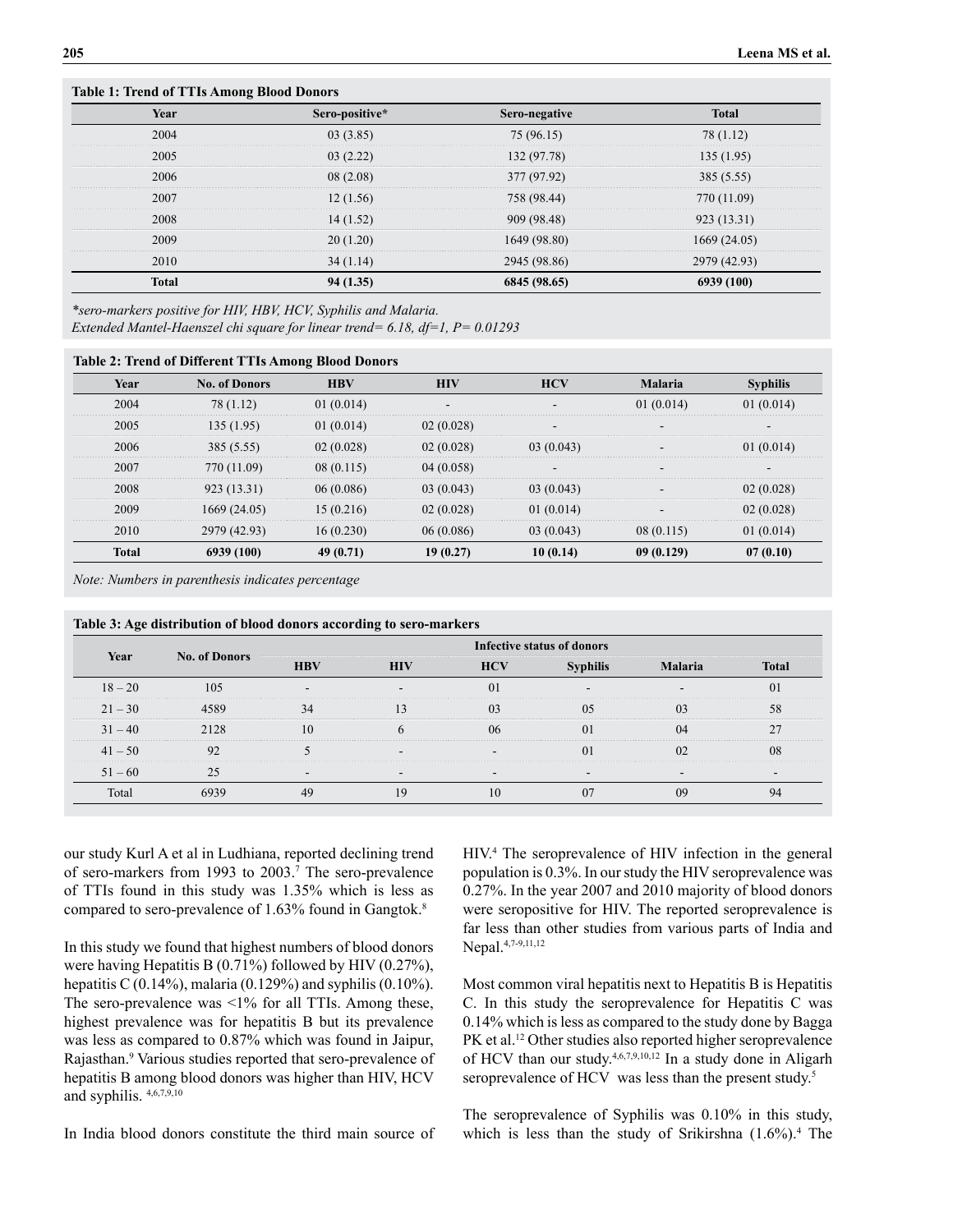**Table 1: Trend of TTIs Among Blood Donors**

| Year | Sero-positive* | Sero-negative | Total |
|---|---|---|---|
| 2004 | 03 (3.85) | 75 (96.15) | 78 (1.12) |
| 2005 | 03 (2.22) | 132 (97.78) | 135 (1.95) |
| 2006 | 08 (2.08) | 377 (97.92) | 385 (5.55) |
| 2007 | 12 (1.56) | 758 (98.44) | 770 (11.09) |
| 2008 | 14 (1.52) | 909 (98.48) | 923 (13.31) |
| 2009 | 20 (1.20) | 1649 (98.80) | 1669 (24.05) |
| 2010 | 34 (1.14) | 2945 (98.86) | 2979 (42.93) |
| **Total** | **94 (1.35)** | **6845 (98.65)** | **6939 (100)** |

*\*sero-markers positive for HIV, HBV, HCV, Syphilis and Malaria.*
*Extended Mantel-Haenszel chi square for linear trend= 6.18, df=1, P= 0.01293*

**Table 2: Trend of Different TTIs Among Blood Donors**

| Year | No. of Donors | HBV | HIV | HCV | Malaria | Syphilis |
|---|---|---|---|---|---|---|
| 2004 | 78 (1.12) | 01 (0.014) | - | - | 01 (0.014) | 01 (0.014) |
| 2005 | 135 (1.95) | 01 (0.014) | 02 (0.028) | - | - | - |
| 2006 | 385 (5.55) | 02 (0.028) | 02 (0.028) | 03 (0.043) | - | 01 (0.014) |
| 2007 | 770 (11.09) | 08 (0.115) | 04 (0.058) | - | - | - |
| 2008 | 923 (13.31) | 06 (0.086) | 03 (0.043) | 03 (0.043) | - | 02 (0.028) |
| 2009 | 1669 (24.05) | 15 (0.216) | 02 (0.028) | 01 (0.014) | - | 02 (0.028) |
| 2010 | 2979 (42.93) | 16 (0.230) | 06 (0.086) | 03 (0.043) | 08 (0.115) | 01 (0.014) |
| **Total** | **6939 (100)** | **49 (0.71)** | **19 (0.27)** | **10 (0.14)** | **09 (0.129)** | **07 (0.10)** |

*Note: Numbers in parenthesis indicates percentage*

**Table 3: Age distribution of blood donors according to sero-markers**

| Year | No. of Donors | Infective status of donors | | | | | |
|---|---|---|---|---|---|---|---|
| | | HBV | HIV | HCV | Syphilis | Malaria | Total |
| 18 – 20 | 105 | - | - | 01 | - | - | 01 |
| 21 – 30 | 4589 | 34 | 13 | 03 | 05 | 03 | 58 |
| 31 – 40 | 2128 | 10 | 6 | 06 | 01 | 04 | 27 |
| 41 – 50 | 92 | 5 | - | - | 01 | 02 | 08 |
| 51 – 60 | 25 | - | - | - | - | - | - |
| Total | 6939 | 49 | 19 | 10 | 07 | 09 | 94 |

our study Kurl A et al in Ludhiana, reported declining trend of sero-markers from 1993 to 2003.[7] The sero-prevalence of TTIs found in this study was 1.35% which is less as compared to sero-prevalence of 1.63% found in Gangtok.[8]

In this study we found that highest numbers of blood donors were having Hepatitis B (0.71%) followed by HIV (0.27%), hepatitis C (0.14%), malaria (0.129%) and syphilis (0.10%). The sero-prevalence was <1% for all TTIs. Among these, highest prevalence was for hepatitis B but its prevalence was less as compared to 0.87% which was found in Jaipur, Rajasthan.[9] Various studies reported that sero-prevalence of hepatitis B among blood donors was higher than HIV, HCV and syphilis. [4,6,7,9,10]

In India blood donors constitute the third main source of HIV.[4] The seroprevalence of HIV infection in the general population is 0.3%. In our study the HIV seroprevalence was 0.27%. In the year 2007 and 2010 majority of blood donors were seropositive for HIV. The reported seroprevalence is far less than other studies from various parts of India and Nepal.[4,7-9,11,12]

Most common viral hepatitis next to Hepatitis B is Hepatitis C. In this study the seroprevalence for Hepatitis C was 0.14% which is less as compared to the study done by Bagga PK et al.[12] Other studies also reported higher seroprevalence of HCV than our study.[4,6,7,9,10,12] In a study done in Aligarh seroprevalence of HCV was less than the present study.[5]

The seroprevalence of Syphilis was 0.10% in this study, which is less than the study of Srikirshna (1.6%).[4] The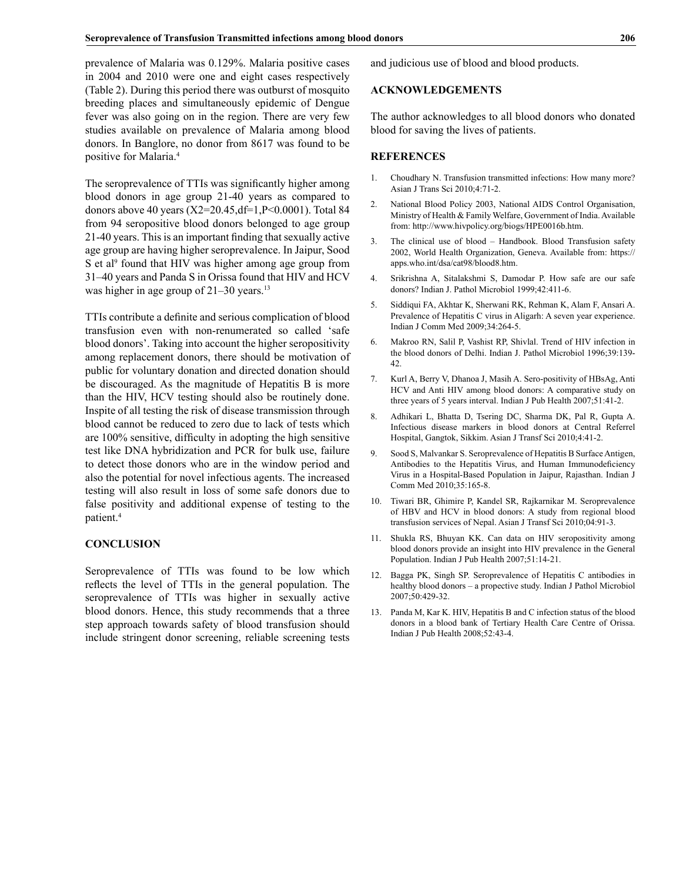prevalence of Malaria was 0.129%. Malaria positive cases in 2004 and 2010 were one and eight cases respectively (Table 2). During this period there was outburst of mosquito breeding places and simultaneously epidemic of Dengue fever was also going on in the region. There are very few studies available on prevalence of Malaria among blood donors. In Banglore, no donor from 8617 was found to be positive for Malaria.[4]

The seroprevalence of TTIs was significantly higher among blood donors in age group 21-40 years as compared to donors above 40 years ($X2=20.45, df=1, P<0.0001$). Total 84 from 94 seropositive blood donors belonged to age group 21-40 years. This is an important finding that sexually active age group are having higher seroprevalence. In Jaipur, Sood S et al[9] found that HIV was higher among age group from 31–40 years and Panda S in Orissa found that HIV and HCV was higher in age group of 21–30 years.[13]

TTIs contribute a definite and serious complication of blood transfusion even with non-renumerated so called 'safe blood donors'. Taking into account the higher seropositivity among replacement donors, there should be motivation of public for voluntary donation and directed donation should be discouraged. As the magnitude of Hepatitis B is more than the HIV, HCV testing should also be routinely done. Inspite of all testing the risk of disease transmission through blood cannot be reduced to zero due to lack of tests which are 100% sensitive, difficulty in adopting the high sensitive test like DNA hybridization and PCR for bulk use, failure to detect those donors who are in the window period and also the potential for novel infectious agents. The increased testing will also result in loss of some safe donors due to false positivity and additional expense of testing to the patient.[4]

## CONCLUSION

Seroprevalence of TTIs was found to be low which reflects the level of TTIs in the general population. The seroprevalence of TTIs was higher in sexually active blood donors. Hence, this study recommends that a three step approach towards safety of blood transfusion should include stringent donor screening, reliable screening tests and judicious use of blood and blood products.

## ACKNOWLEDGEMENTS

The author acknowledges to all blood donors who donated blood for saving the lives of patients.

## REFERENCES

1. Choudhary N. Transfusion transmitted infections: How many more? Asian J Trans Sci 2010;4:71-2.
2. National Blood Policy 2003, National AIDS Control Organisation, Ministry of Health & Family Welfare, Government of India. Available from: http://www.hivpolicy.org/biogs/HPE0016b.htm.
3. The clinical use of blood – Handbook. Blood Transfusion safety 2002, World Health Organization, Geneva. Available from: https://apps.who.int/dsa/cat98/blood8.htm.
4. Srikrishna A, Sitalakshmi S, Damodar P. How safe are our safe donors? Indian J. Pathol Microbiol 1999;42:411-6.
5. Siddiqui FA, Akhtar K, Sherwani RK, Rehman K, Alam F, Ansari A. Prevalence of Hepatitis C virus in Aligarh: A seven year experience. Indian J Comm Med 2009;34:264-5.
6. Makroo RN, Salil P, Vashist RP, Shivlal. Trend of HIV infection in the blood donors of Delhi. Indian J. Pathol Microbiol 1996;39:139-42.
7. Kurl A, Berry V, Dhanoa J, Masih A. Sero-positivity of HBsAg, Anti HCV and Anti HIV among blood donors: A comparative study on three years of 5 years interval. Indian J Pub Health 2007;51:41-2.
8. Adhikari L, Bhatta D, Tsering DC, Sharma DK, Pal R, Gupta A. Infectious disease markers in blood donors at Central Referrel Hospital, Gangtok, Sikkim. Asian J Transf Sci 2010;4:41-2.
9. Sood S, Malvankar S. Seroprevalence of Hepatitis B Surface Antigen, Antibodies to the Hepatitis Virus, and Human Immunodeficiency Virus in a Hospital-Based Population in Jaipur, Rajasthan. Indian J Comm Med 2010;35:165-8.
10. Tiwari BR, Ghimire P, Kandel SR, Rajkarnikar M. Seroprevalence of HBV and HCV in blood donors: A study from regional blood transfusion services of Nepal. Asian J Transf Sci 2010;04:91-3.
11. Shukla RS, Bhuyan KK. Can data on HIV seropositivity among blood donors provide an insight into HIV prevalence in the General Population. Indian J Pub Health 2007;51:14-21.
12. Bagga PK, Singh SP. Seroprevalence of Hepatitis C antibodies in healthy blood donors – a propective study. Indian J Pathol Microbiol 2007;50:429-32.
13. Panda M, Kar K. HIV, Hepatitis B and C infection status of the blood donors in a blood bank of Tertiary Health Care Centre of Orissa. Indian J Pub Health 2008;52:43-4.